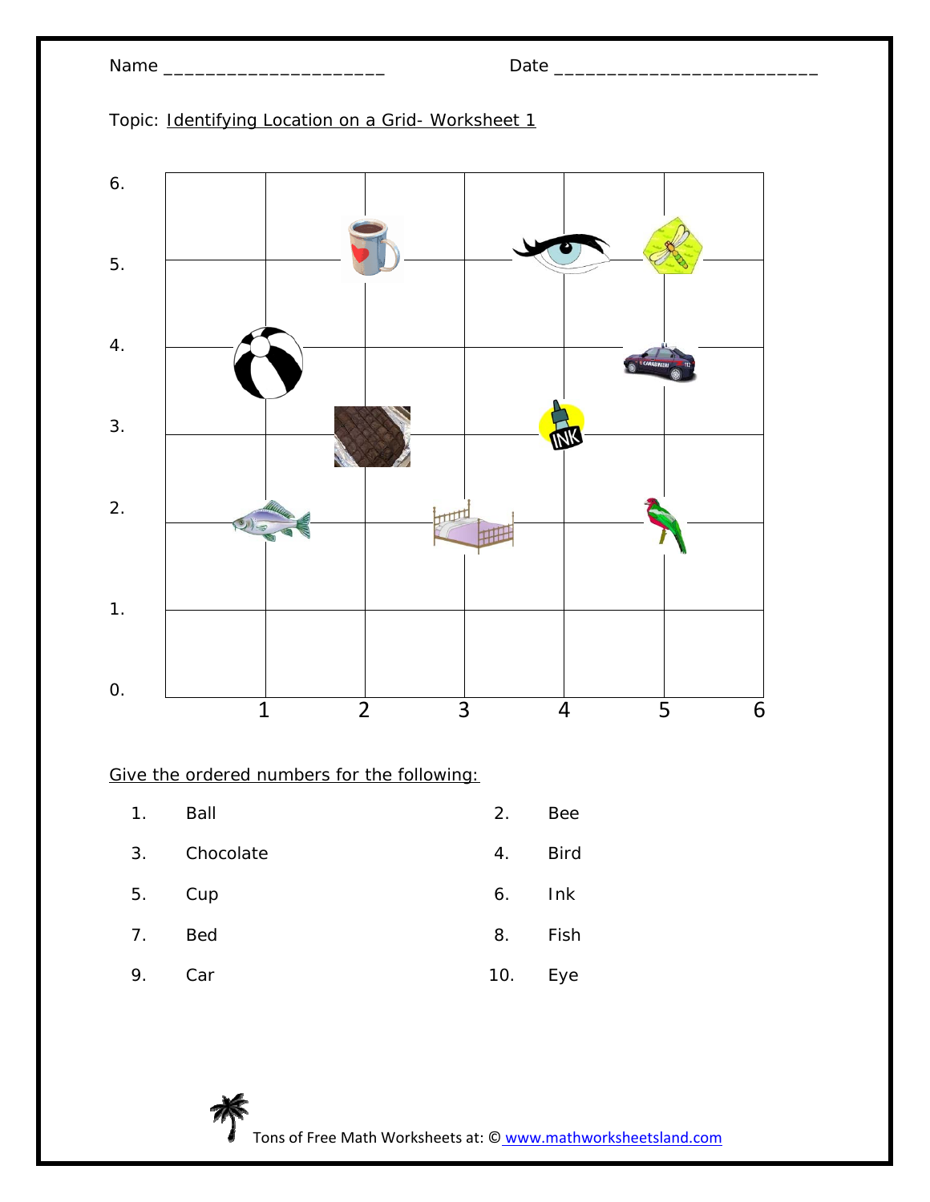Name ____________________ Date _________________________

Topic: Identifying Location on a Grid- Worksheet 1

Give the ordered numbers for the following:

1. Ball
2. Bee
3. Chocolate
4. Bird
5. Cup
6. Ink
7. Bed
8. Fish
9. Car
10. Eye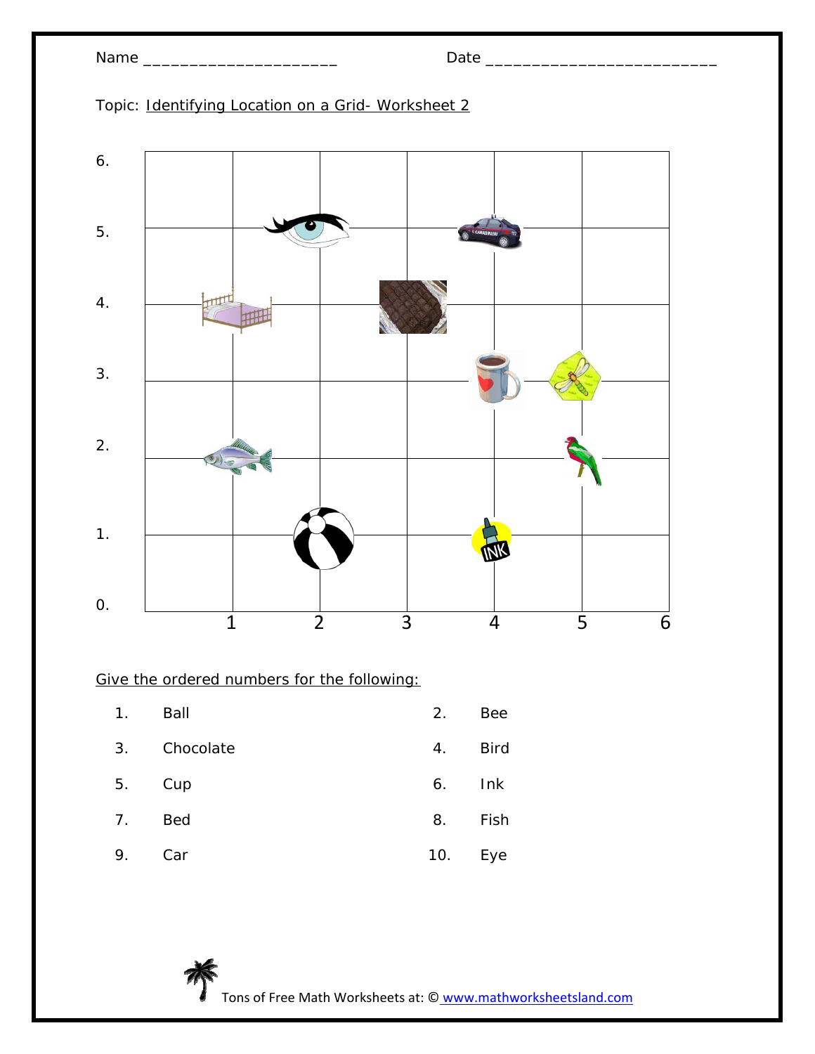Name ____________________ Date ________________________

Topic: Identifying Location on a Grid- Worksheet 2

Give the ordered numbers for the following:

1. Ball
2. Bee
3. Chocolate
4. Bird
5. Cup
6. Ink
7. Bed
8. Fish
9. Car
10. Eye

Tons of Free Math Worksheets at: © www.mathworksheetsland.com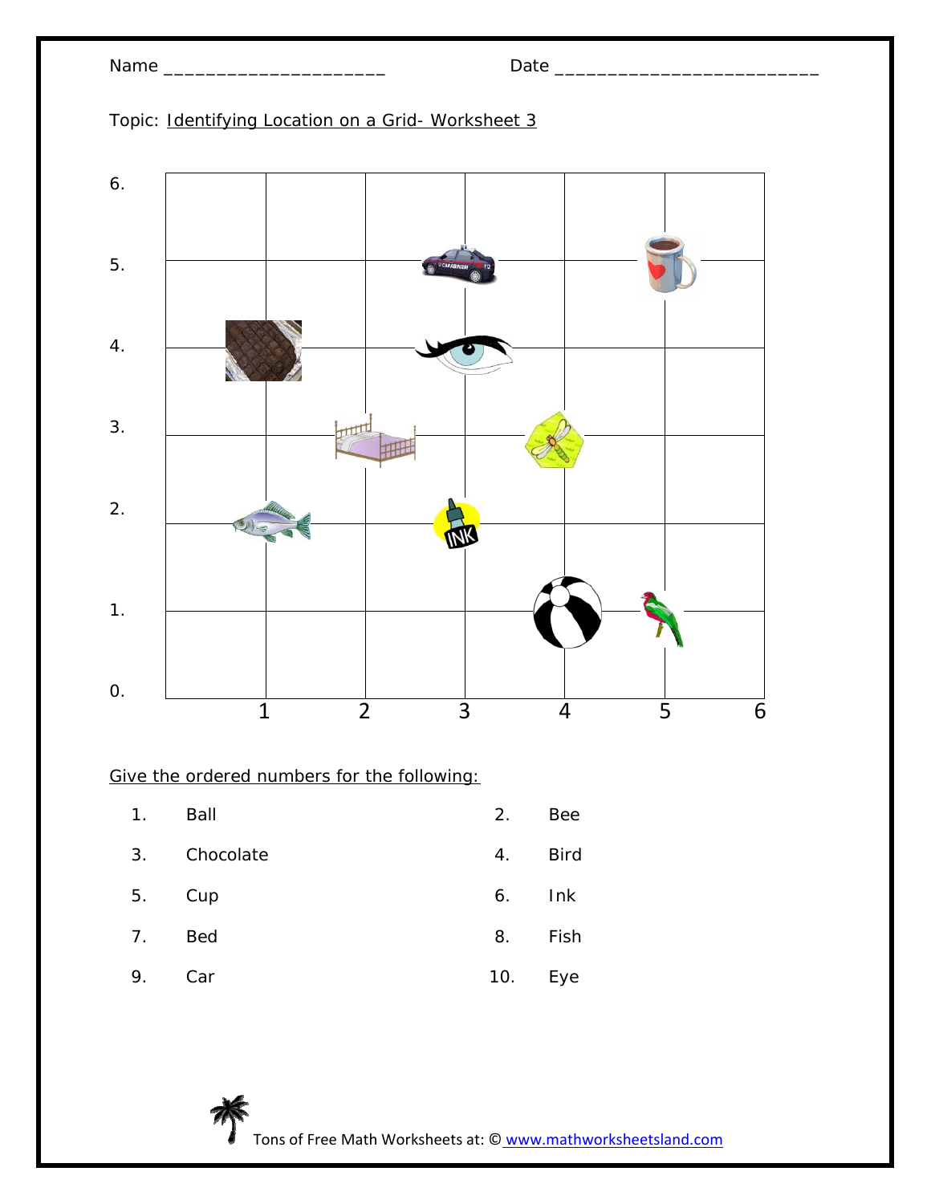Name ____________________ Date ________________________

Topic: Identifying Location on a Grid- Worksheet 3

Give the ordered numbers for the following:

1. Ball
2. Bee
3. Chocolate
4. Bird
5. Cup
6. Ink
7. Bed
8. Fish
9. Car
10. Eye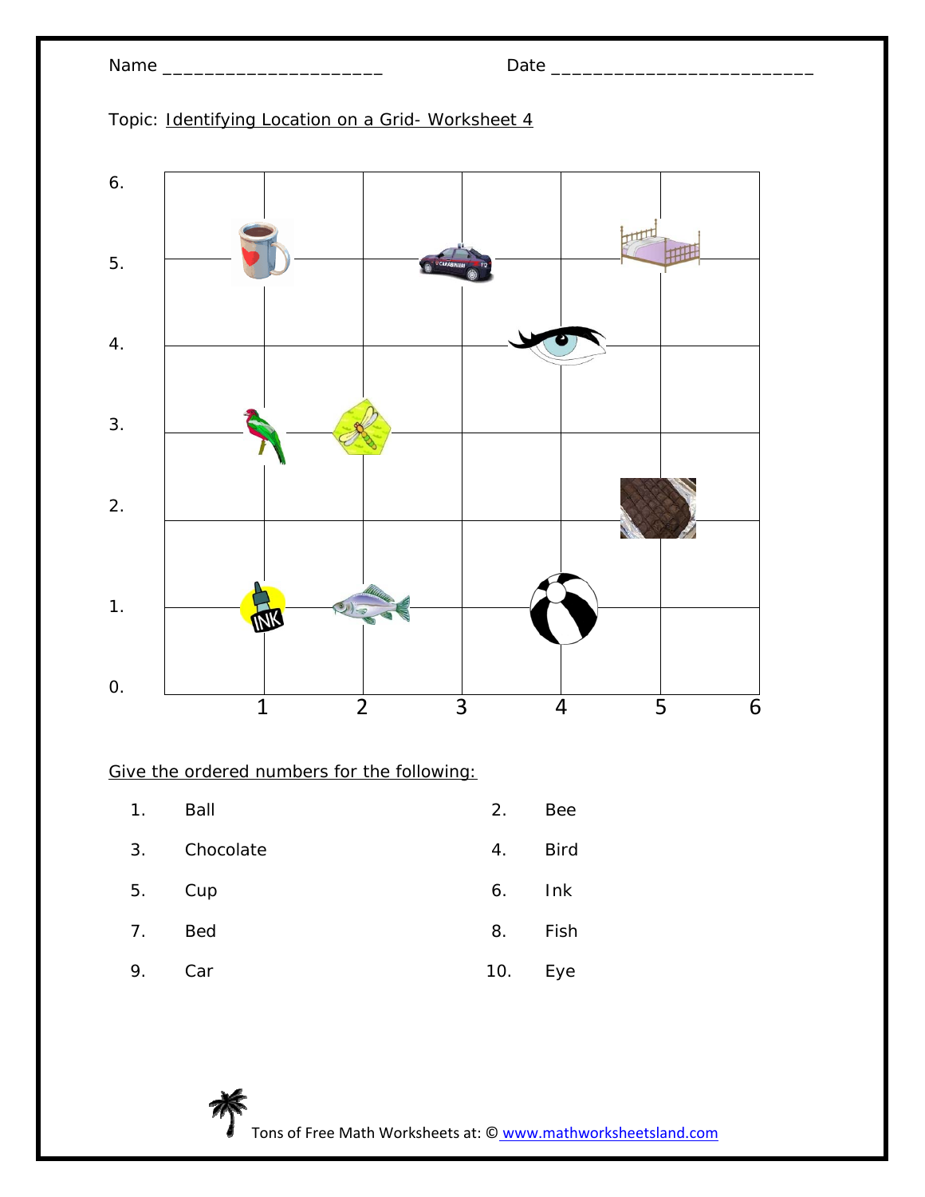Name ____________________ Date ________________________

Topic: Identifying Location on a Grid- Worksheet 4

Give the ordered numbers for the following:

1. Ball
2. Bee
3. Chocolate
4. Bird
5. Cup
6. Ink
7. Bed
8. Fish
9. Car
10. Eye

Tons of Free Math Worksheets at: © www.mathworksheetsland.com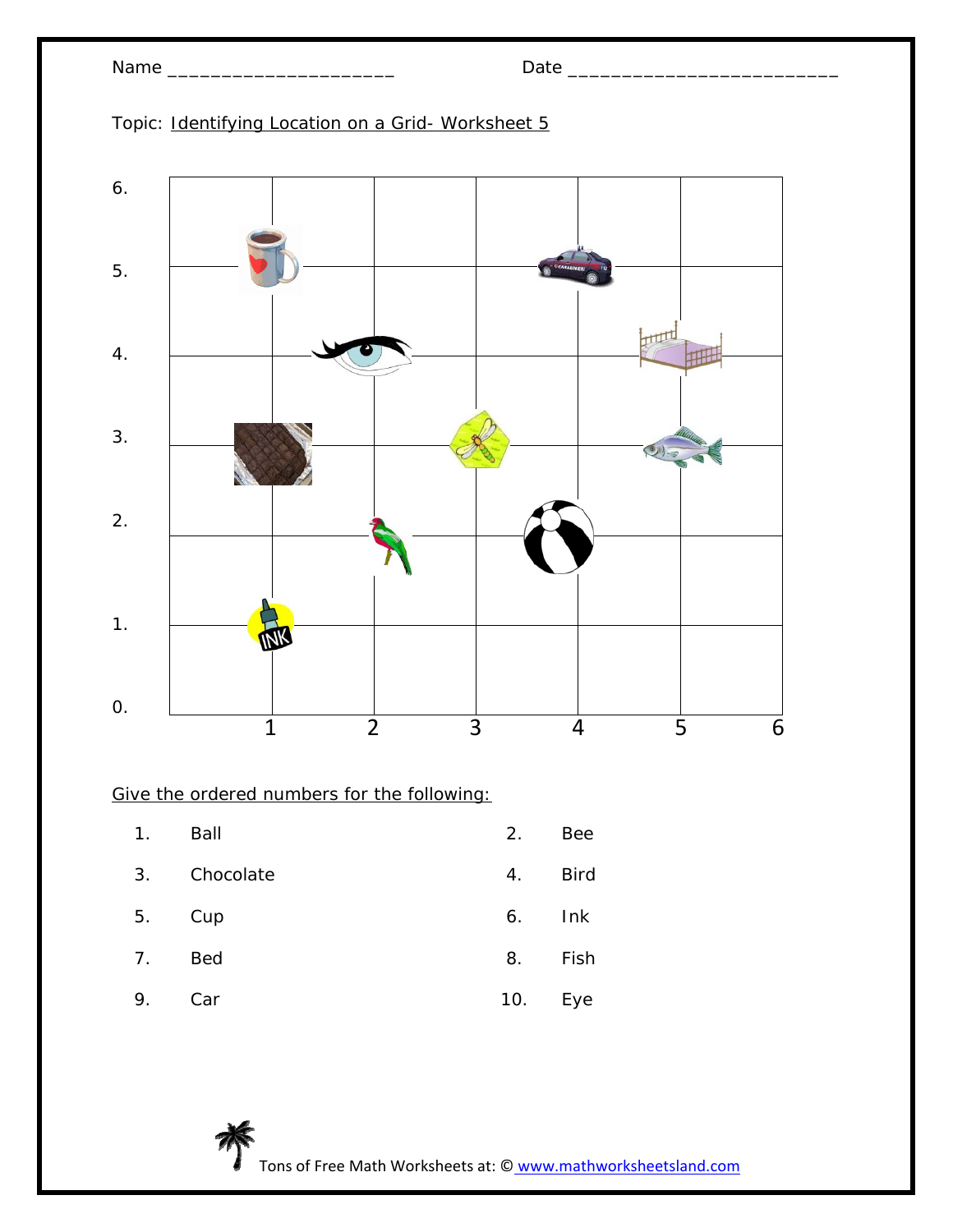Name ____________________ Date ________________________

Topic: Identifying Location on a Grid- Worksheet 5

6.
5.
4.
3.
2.
1.
0.
1 2 3 4 5 6

Give the ordered numbers for the following:

1. Ball
2. Bee
3. Chocolate
4. Bird
5. Cup
6. Ink
7. Bed
8. Fish
9. Car
10. Eye

Tons of Free Math Worksheets at: © www.mathworksheetsland.com